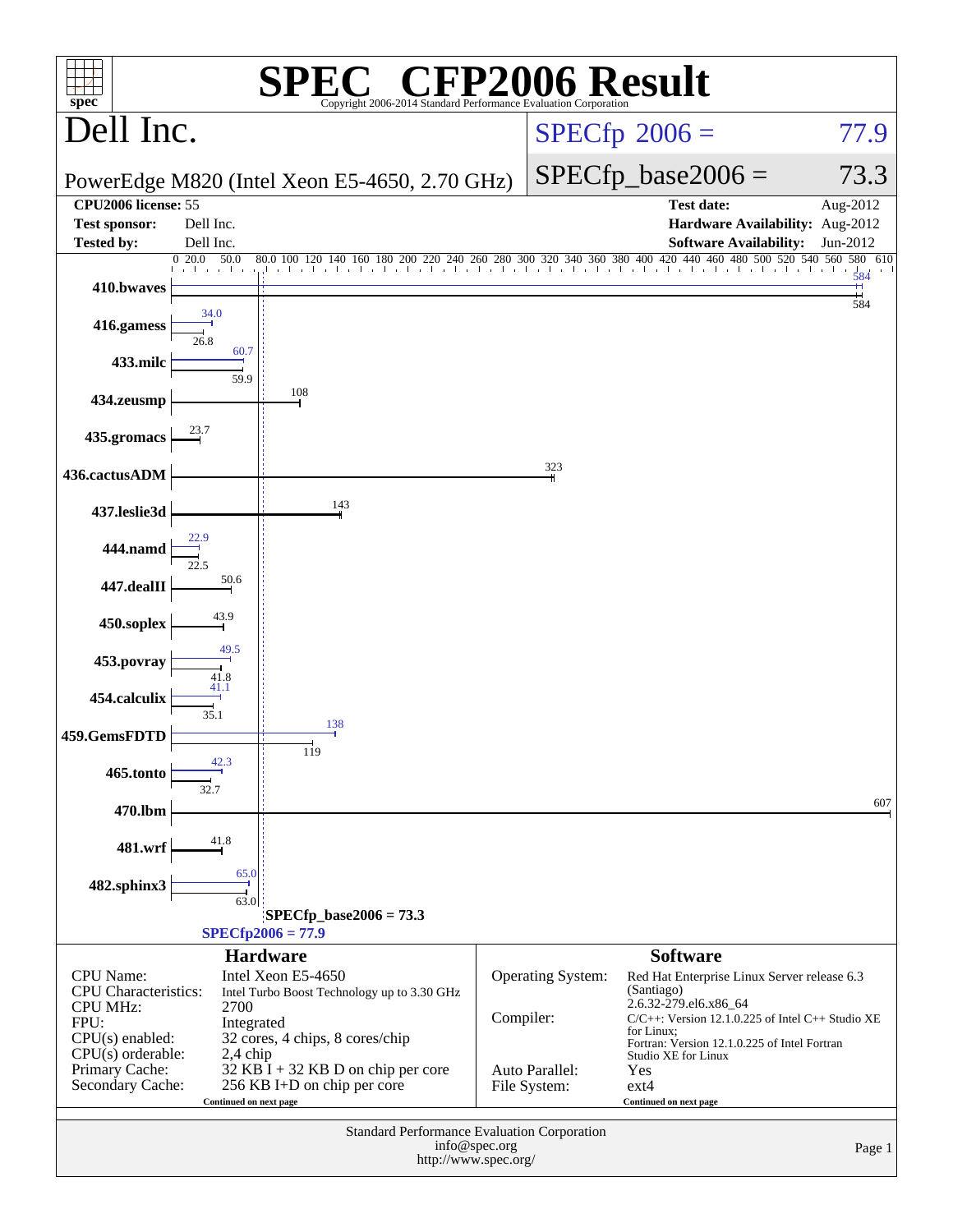# SPEC CFP2006 Result

Copyright 2006-2014 Standard Performance Evaluation Corporation

## Dell Inc.

PowerEdge M820 (Intel Xeon E5-4650, 2.70 GHz)

SPECfp 2006 = 77.9

SPECfp_base2006 = 73.3

| | | | |
|---|---|---|---|
| **CPU2006 license:** | 55 | **Test date:** | Aug-2012 |
| **Test sponsor:** | Dell Inc. | **Hardware Availability:** | Aug-2012 |
| **Tested by:** | Dell Inc. | **Software Availability:** | Jun-2012 |

| Benchmark | Peak | Base |
|---|---|---|
| 410.bwaves | 584 | 584 |
| 416.gamess | 34.0 | 26.8 |
| 433.milc | 60.7 | 59.9 |
| 434.zeusmp | 108 | 108 |
| 435.gromacs | 23.7 | 23.7 |
| 436.cactusADM | 323 | 323 |
| 437.leslie3d | 143 | 143 |
| 444.namd | 22.9 | 22.5 |
| 447.dealII | 50.6 | 50.6 |
| 450.soplex | 43.9 | 43.9 |
| 453.povray | 49.5 | 41.8 |
| 454.calculix | 41.1 | 35.1 |
| 459.GemsFDTD | 138 | 119 |
| 465.tonto | 42.3 | 32.7 |
| 470.lbm | 607 | 607 |
| 481.wrf | 41.8 | 41.8 |
| 482.sphinx3 | 65.0 | 63.0 |

SPECfp_base2006 = 73.3

SPECfp2006 = 77.9

### Hardware

| | |
|---|---|
| CPU Name: | Intel Xeon E5-4650 |
| CPU Characteristics: | Intel Turbo Boost Technology up to 3.30 GHz |
| CPU MHz: | 2700 |
| FPU: | Integrated |
| CPU(s) enabled: | 32 cores, 4 chips, 8 cores/chip |
| CPU(s) orderable: | 2,4 chip |
| Primary Cache: | 32 KB I + 32 KB D on chip per core |
| Secondary Cache: | 256 KB I+D on chip per core |

Continued on next page

### Software

| | |
|---|---|
| Operating System: | Red Hat Enterprise Linux Server release 6.3 (Santiago) 2.6.32-279.el6.x86_64 |
| Compiler: | C/C++: Version 12.1.0.225 of Intel C++ Studio XE for Linux; Fortran: Version 12.1.0.225 of Intel Fortran Studio XE for Linux |
| Auto Parallel: | Yes |
| File System: | ext4 |

Continued on next page

Standard Performance Evaluation Corporation
info@spec.org
http://www.spec.org/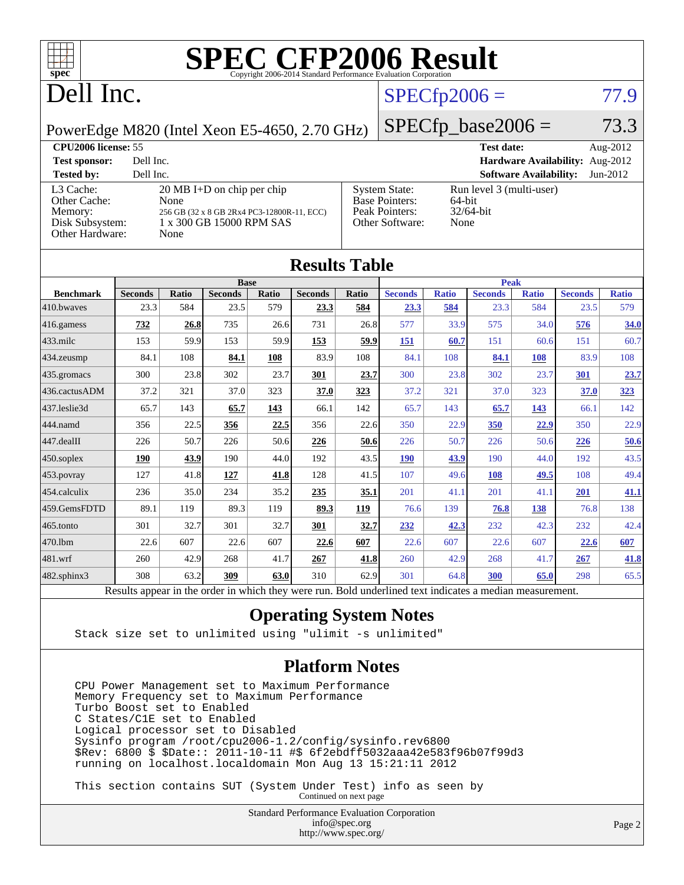# SPEC CFP2006 Result

Copyright 2006-2014 Standard Performance Evaluation Corporation

# Dell Inc.

PowerEdge M820 (Intel Xeon E5-4650, 2.70 GHz)

SPECfp2006 = 77.9

SPECfp_base2006 = 73.3

| | | | |
|---|---|---|---|
| **CPU2006 license:** 55 | | **Test date:** | Aug-2012 |
| **Test sponsor:** | Dell Inc. | **Hardware Availability:** | Aug-2012 |
| **Tested by:** | Dell Inc. | **Software Availability:** | Jun-2012 |

| | | | |
|---|---|---|---|
| L3 Cache: | 20 MB I+D on chip per chip | System State: | Run level 3 (multi-user) |
| Other Cache: | None | Base Pointers: | 64-bit |
| Memory: | 256 GB (32 x 8 GB 2Rx4 PC3-12800R-11, ECC) | Peak Pointers: | 32/64-bit |
| Disk Subsystem: | 1 x 300 GB 15000 RPM SAS | Other Software: | None |
| Other Hardware: | None | | |

## Results Table

| | Base | | | | | | Peak | | | | | |
|---|---|---|---|---|---|---|---|---|---|---|---|---|
| **Benchmark** | **Seconds** | **Ratio** | **Seconds** | **Ratio** | **Seconds** | **Ratio** | **Seconds** | **Ratio** | **Seconds** | **Ratio** | **Seconds** | **Ratio** |
| 410.bwaves | 23.3 | 584 | 23.5 | 579 | **23.3** | **584** | **23.3** | **584** | 23.3 | 584 | 23.5 | 579 |
| 416.gamess | **732** | **26.8** | 735 | 26.6 | 731 | 26.8 | 577 | 33.9 | 575 | 34.0 | **576** | **34.0** |
| 433.milc | 153 | 59.9 | 153 | 59.9 | **153** | **59.9** | **151** | **60.7** | 151 | 60.6 | 151 | 60.7 |
| 434.zeusmp | 84.1 | 108 | **84.1** | **108** | 83.9 | 108 | 84.1 | 108 | **84.1** | **108** | 83.9 | 108 |
| 435.gromacs | 300 | 23.8 | 302 | 23.7 | **301** | **23.7** | 300 | 23.8 | 302 | 23.7 | **301** | **23.7** |
| 436.cactusADM | 37.2 | 321 | 37.0 | 323 | **37.0** | **323** | 37.2 | 321 | 37.0 | 323 | **37.0** | **323** |
| 437.leslie3d | 65.7 | 143 | **65.7** | **143** | 66.1 | 142 | 65.7 | 143 | **65.7** | **143** | 66.1 | 142 |
| 444.namd | 356 | 22.5 | **356** | **22.5** | 356 | 22.6 | 350 | 22.9 | **350** | **22.9** | 350 | 22.9 |
| 447.dealII | 226 | 50.7 | 226 | 50.6 | **226** | **50.6** | 226 | 50.7 | 226 | 50.6 | **226** | **50.6** |
| 450.soplex | **190** | **43.9** | 190 | 44.0 | 192 | 43.5 | **190** | **43.9** | 190 | 44.0 | 192 | 43.5 |
| 453.povray | 127 | 41.8 | **127** | **41.8** | 128 | 41.5 | 107 | 49.6 | **108** | **49.5** | 108 | 49.4 |
| 454.calculix | 236 | 35.0 | 234 | 35.2 | **235** | **35.1** | 201 | 41.1 | 201 | 41.1 | **201** | **41.1** |
| 459.GemsFDTD | 89.1 | 119 | 89.3 | 119 | **89.3** | **119** | 76.6 | 139 | **76.8** | **138** | 76.8 | 138 |
| 465.tonto | 301 | 32.7 | 301 | 32.7 | **301** | **32.7** | **232** | **42.3** | 232 | 42.3 | 232 | 42.4 |
| 470.lbm | 22.6 | 607 | 22.6 | 607 | **22.6** | **607** | 22.6 | 607 | 22.6 | 607 | **22.6** | **607** |
| 481.wrf | 260 | 42.9 | 268 | 41.7 | **267** | **41.8** | 260 | 42.9 | 268 | 41.7 | **267** | **41.8** |
| 482.sphinx3 | 308 | 63.2 | **309** | **63.0** | 310 | 62.9 | 301 | 64.8 | **300** | **65.0** | 298 | 65.5 |

Results appear in the order in which they were run. Bold underlined text indicates a median measurement.

## Operating System Notes

```
Stack size set to unlimited using "ulimit -s unlimited"
```

## Platform Notes

```
CPU Power Management set to Maximum Performance
Memory Frequency set to Maximum Performance
Turbo Boost set to Enabled
C States/C1E set to Enabled
Logical processor set to Disabled
Sysinfo program /root/cpu2006-1.2/config/sysinfo.rev6800
$Rev: 6800 $ $Date:: 2011-10-11 #$ 6f2ebdff5032aaa42e583f96b07f99d3
running on localhost.localdomain Mon Aug 13 15:21:11 2012

This section contains SUT (System Under Test) info as seen by
```

Continued on next page

Standard Performance Evaluation Corporation
info@spec.org
http://www.spec.org/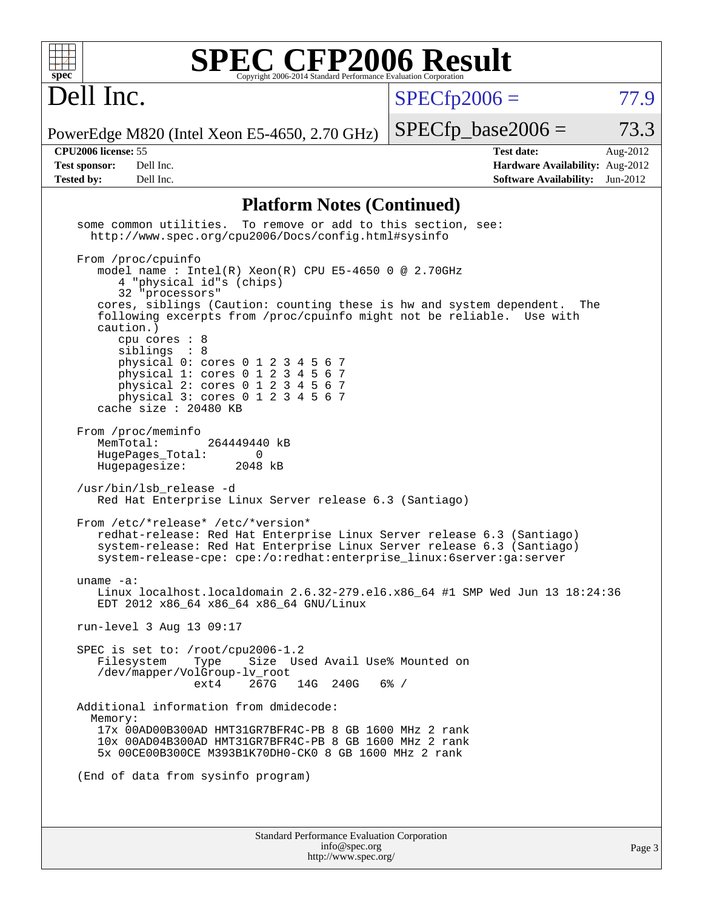# SPEC CFP2006 Result

Copyright 2006-2014 Standard Performance Evaluation Corporation

## Dell Inc.

PowerEdge M820 (Intel Xeon E5-4650, 2.70 GHz)

SPECfp2006 = 77.9

SPECfp_base2006 = 73.3

**CPU2006 license:** 55
**Test sponsor:** Dell Inc.
**Tested by:** Dell Inc.

**Test date:** Aug-2012
**Hardware Availability:** Aug-2012
**Software Availability:** Jun-2012

### Platform Notes (Continued)

```
some common utilities.  To remove or add to this section, see:
  http://www.spec.org/cpu2006/Docs/config.html#sysinfo

From /proc/cpuinfo
   model name : Intel(R) Xeon(R) CPU E5-4650 0 @ 2.70GHz
      4 "physical id"s (chips)
      32 "processors"
   cores, siblings (Caution: counting these is hw and system dependent.  The
   following excerpts from /proc/cpuinfo might not be reliable.  Use with
   caution.)
      cpu cores : 8
      siblings  : 8
      physical 0: cores 0 1 2 3 4 5 6 7
      physical 1: cores 0 1 2 3 4 5 6 7
      physical 2: cores 0 1 2 3 4 5 6 7
      physical 3: cores 0 1 2 3 4 5 6 7
   cache size : 20480 KB

From /proc/meminfo
   MemTotal:       264449440 kB
   HugePages_Total:       0
   Hugepagesize:       2048 kB

/usr/bin/lsb_release -d
   Red Hat Enterprise Linux Server release 6.3 (Santiago)

From /etc/*release* /etc/*version*
   redhat-release: Red Hat Enterprise Linux Server release 6.3 (Santiago)
   system-release: Red Hat Enterprise Linux Server release 6.3 (Santiago)
   system-release-cpe: cpe:/o:redhat:enterprise_linux:6server:ga:server

uname -a:
   Linux localhost.localdomain 2.6.32-279.el6.x86_64 #1 SMP Wed Jun 13 18:24:36
   EDT 2012 x86_64 x86_64 x86_64 GNU/Linux

run-level 3 Aug 13 09:17

SPEC is set to: /root/cpu2006-1.2
   Filesystem    Type    Size  Used Avail Use% Mounted on
   /dev/mapper/VolGroup-lv_root
                 ext4    267G   14G  240G   6% /

Additional information from dmidecode:
  Memory:
   17x 00AD00B300AD HMT31GR7BFR4C-PB 8 GB 1600 MHz 2 rank
   10x 00AD04B300AD HMT31GR7BFR4C-PB 8 GB 1600 MHz 2 rank
   5x 00CE00B300CE M393B1K70DH0-CK0 8 GB 1600 MHz 2 rank

(End of data from sysinfo program)
```

Standard Performance Evaluation Corporation
info@spec.org
http://www.spec.org/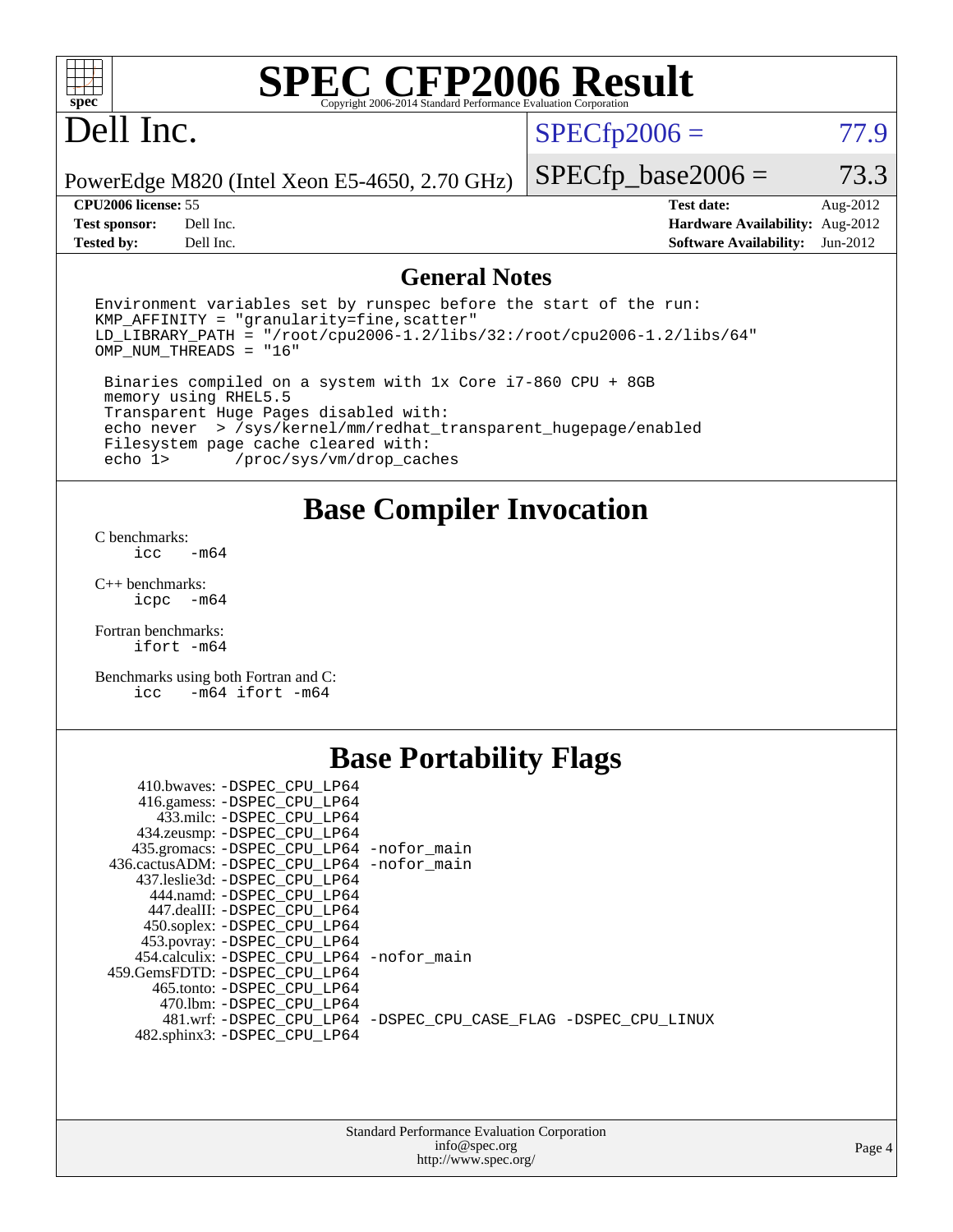# SPEC CFP2006 Result

Copyright 2006-2014 Standard Performance Evaluation Corporation

# Dell Inc.

PowerEdge M820 (Intel Xeon E5-4650, 2.70 GHz)

SPECfp2006 = 77.9

SPECfp_base2006 = 73.3

| | | | |
|---|---|---|---|
| **CPU2006 license:** | 55 | **Test date:** | Aug-2012 |
| **Test sponsor:** | Dell Inc. | **Hardware Availability:** | Aug-2012 |
| **Tested by:** | Dell Inc. | **Software Availability:** | Jun-2012 |

## General Notes

```
Environment variables set by runspec before the start of the run:
KMP_AFFINITY = "granularity=fine,scatter"
LD_LIBRARY_PATH = "/root/cpu2006-1.2/libs/32:/root/cpu2006-1.2/libs/64"
OMP_NUM_THREADS = "16"

 Binaries compiled on a system with 1x Core i7-860 CPU + 8GB
 memory using RHEL5.5
 Transparent Huge Pages disabled with:
 echo never  > /sys/kernel/mm/redhat_transparent_hugepage/enabled
 Filesystem page cache cleared with:
 echo 1>       /proc/sys/vm/drop_caches
```

## Base Compiler Invocation

C benchmarks:
```
icc   -m64
```

C++ benchmarks:
```
icpc  -m64
```

Fortran benchmarks:
```
ifort -m64
```

Benchmarks using both Fortran and C:
```
icc   -m64 ifort -m64
```

## Base Portability Flags

```
     410.bwaves: -DSPEC_CPU_LP64
     416.gamess: -DSPEC_CPU_LP64
       433.milc: -DSPEC_CPU_LP64
     434.zeusmp: -DSPEC_CPU_LP64
    435.gromacs: -DSPEC_CPU_LP64 -nofor_main
 436.cactusADM: -DSPEC_CPU_LP64 -nofor_main
    437.leslie3d: -DSPEC_CPU_LP64
      444.namd: -DSPEC_CPU_LP64
     447.dealII: -DSPEC_CPU_LP64
     450.soplex: -DSPEC_CPU_LP64
     453.povray: -DSPEC_CPU_LP64
   454.calculix: -DSPEC_CPU_LP64 -nofor_main
 459.GemsFDTD: -DSPEC_CPU_LP64
      465.tonto: -DSPEC_CPU_LP64
        470.lbm: -DSPEC_CPU_LP64
        481.wrf: -DSPEC_CPU_LP64 -DSPEC_CPU_CASE_FLAG -DSPEC_CPU_LINUX
    482.sphinx3: -DSPEC_CPU_LP64
```

Standard Performance Evaluation Corporation
info@spec.org
http://www.spec.org/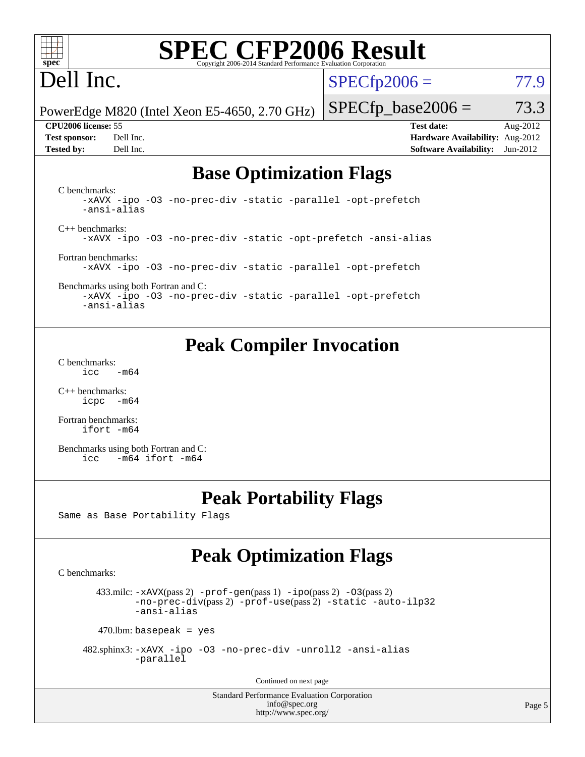# SPEC CFP2006 Result

Copyright 2006-2014 Standard Performance Evaluation Corporation

**Dell Inc.**

PowerEdge M820 (Intel Xeon E5-4650, 2.70 GHz)

SPECfp2006 = 77.9

SPECfp_base2006 = 73.3

| | | | |
|---|---|---|---|
| **CPU2006 license:** | 55 | **Test date:** | Aug-2012 |
| **Test sponsor:** | Dell Inc. | **Hardware Availability:** | Aug-2012 |
| **Tested by:** | Dell Inc. | **Software Availability:** | Jun-2012 |

## Base Optimization Flags

C benchmarks:

```
-xAVX -ipo -O3 -no-prec-div -static -parallel -opt-prefetch
-ansi-alias
```

C++ benchmarks:

```
-xAVX -ipo -O3 -no-prec-div -static -opt-prefetch -ansi-alias
```

Fortran benchmarks:

```
-xAVX -ipo -O3 -no-prec-div -static -parallel -opt-prefetch
```

Benchmarks using both Fortran and C:

```
-xAVX -ipo -O3 -no-prec-div -static -parallel -opt-prefetch
-ansi-alias
```

## Peak Compiler Invocation

C benchmarks:

```
icc   -m64
```

C++ benchmarks:

```
icpc  -m64
```

Fortran benchmarks:

```
ifort -m64
```

Benchmarks using both Fortran and C:

```
icc   -m64 ifort -m64
```

## Peak Portability Flags

Same as Base Portability Flags

## Peak Optimization Flags

C benchmarks:

433.milc: -xAVX(pass 2) -prof-gen(pass 1) -ipo(pass 2) -O3(pass 2) -no-prec-div(pass 2) -prof-use(pass 2) -static -auto-ilp32 -ansi-alias

470.lbm: basepeak = yes

482.sphinx3: -xAVX -ipo -O3 -no-prec-div -unroll2 -ansi-alias -parallel

Continued on next page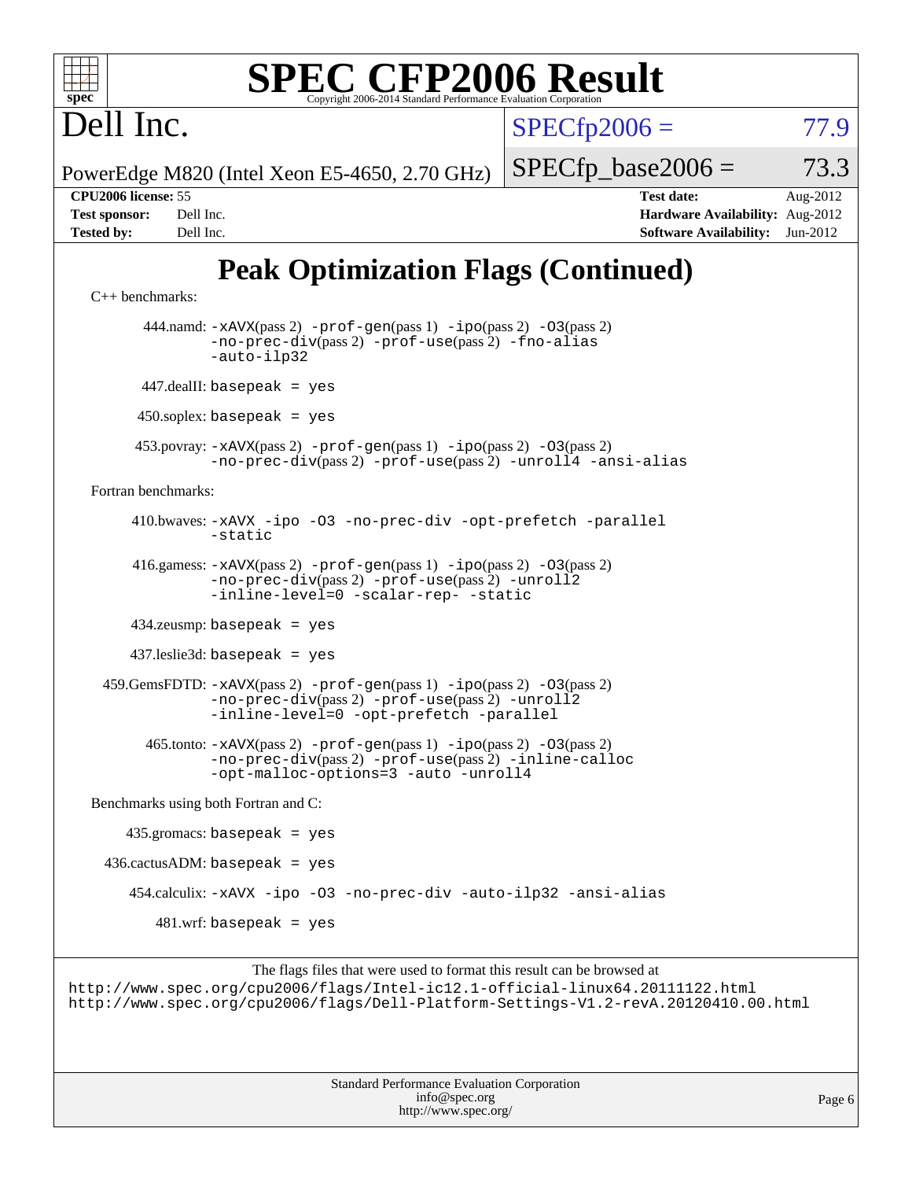Dell Inc.

PowerEdge M820 (Intel Xeon E5-4650, 2.70 GHz)

SPECfp2006 = 77.9

SPECfp_base2006 = 73.3

**CPU2006 license:** 55
**Test sponsor:** Dell Inc.
**Tested by:** Dell Inc.

**Test date:** Aug-2012
**Hardware Availability:** Aug-2012
**Software Availability:** Jun-2012

# Peak Optimization Flags (Continued)

C++ benchmarks:

444.namd: `-xAVX`(pass 2) `-prof-gen`(pass 1) `-ipo`(pass 2) `-O3`(pass 2) `-no-prec-div`(pass 2) `-prof-use`(pass 2) `-fno-alias` `-auto-ilp32`

447.dealII: `basepeak = yes`

450.soplex: `basepeak = yes`

453.povray: `-xAVX`(pass 2) `-prof-gen`(pass 1) `-ipo`(pass 2) `-O3`(pass 2) `-no-prec-div`(pass 2) `-prof-use`(pass 2) `-unroll4` `-ansi-alias`

Fortran benchmarks:

410.bwaves: `-xAVX -ipo -O3 -no-prec-div -opt-prefetch -parallel -static`

416.gamess: `-xAVX`(pass 2) `-prof-gen`(pass 1) `-ipo`(pass 2) `-O3`(pass 2) `-no-prec-div`(pass 2) `-prof-use`(pass 2) `-unroll2` `-inline-level=0 -scalar-rep- -static`

434.zeusmp: `basepeak = yes`

437.leslie3d: `basepeak = yes`

459.GemsFDTD: `-xAVX`(pass 2) `-prof-gen`(pass 1) `-ipo`(pass 2) `-O3`(pass 2) `-no-prec-div`(pass 2) `-prof-use`(pass 2) `-unroll2` `-inline-level=0 -opt-prefetch -parallel`

465.tonto: `-xAVX`(pass 2) `-prof-gen`(pass 1) `-ipo`(pass 2) `-O3`(pass 2) `-no-prec-div`(pass 2) `-prof-use`(pass 2) `-inline-calloc` `-opt-malloc-options=3 -auto -unroll4`

Benchmarks using both Fortran and C:

435.gromacs: `basepeak = yes`

436.cactusADM: `basepeak = yes`

454.calculix: `-xAVX -ipo -O3 -no-prec-div -auto-ilp32 -ansi-alias`

481.wrf: `basepeak = yes`

The flags files that were used to format this result can be browsed at
http://www.spec.org/cpu2006/flags/Intel-ic12.1-official-linux64.20111122.html
http://www.spec.org/cpu2006/flags/Dell-Platform-Settings-V1.2-revA.20120410.00.html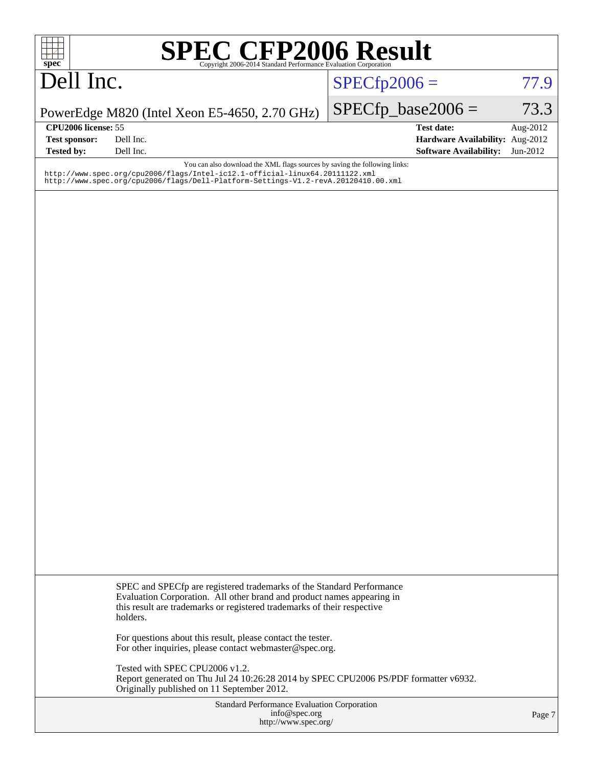# SPEC CFP2006 Result

Copyright 2006-2014 Standard Performance Evaluation Corporation

## Dell Inc.

PowerEdge M820 (Intel Xeon E5-4650, 2.70 GHz)

SPECfp2006 = 77.9

SPECfp_base2006 = 73.3

| | | | |
|---|---|---|---|
| **CPU2006 license:** | 55 | **Test date:** | Aug-2012 |
| **Test sponsor:** | Dell Inc. | **Hardware Availability:** | Aug-2012 |
| **Tested by:** | Dell Inc. | **Software Availability:** | Jun-2012 |

You can also download the XML flags sources by saving the following links:

```
http://www.spec.org/cpu2006/flags/Intel-ic12.1-official-linux64.20111122.xml
http://www.spec.org/cpu2006/flags/Dell-Platform-Settings-V1.2-revA.20120410.00.xml
```

SPEC and SPECfp are registered trademarks of the Standard Performance Evaluation Corporation. All other brand and product names appearing in this result are trademarks or registered trademarks of their respective holders.

For questions about this result, please contact the tester.
For other inquiries, please contact webmaster@spec.org.

Tested with SPEC CPU2006 v1.2.
Report generated on Thu Jul 24 10:26:28 2014 by SPEC CPU2006 PS/PDF formatter v6932.
Originally published on 11 September 2012.

Standard Performance Evaluation Corporation
info@spec.org
http://www.spec.org/